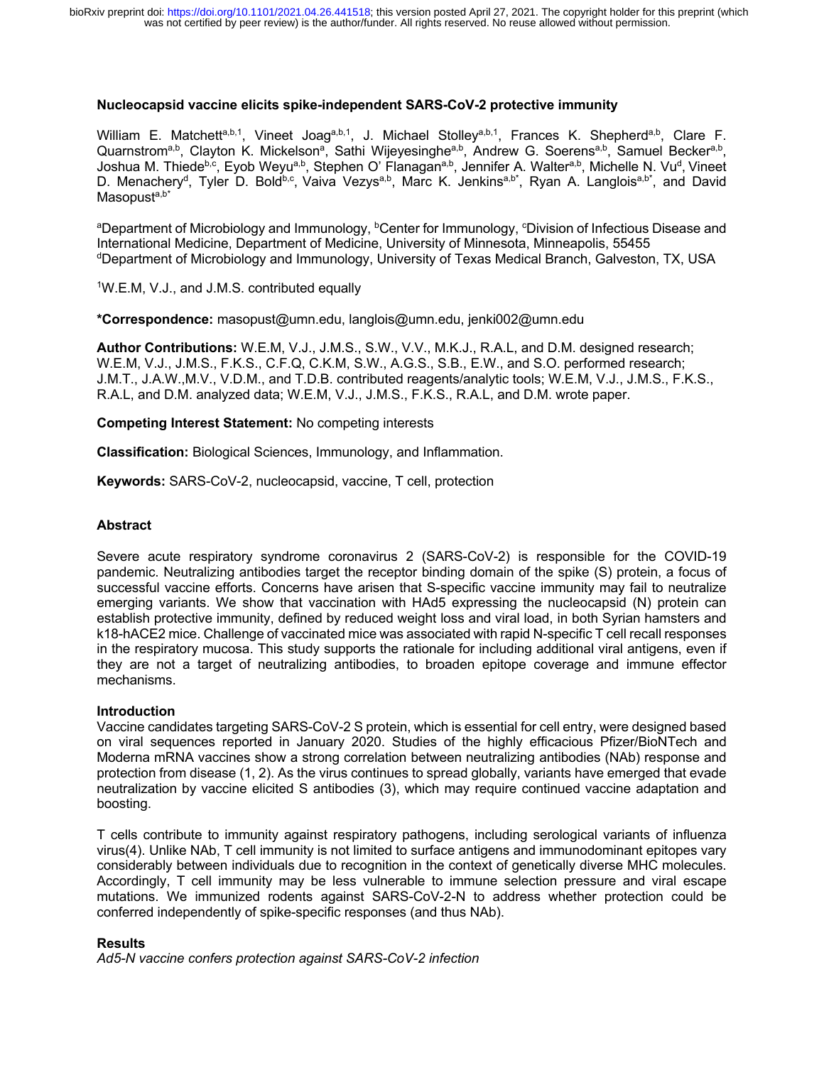## Nucleocapsid vaccine elicits spike-independent SARS-CoV-2 protective immunity

William E. Matchett[a,b,1], Vineet Joag[a,b,1], J. Michael Stolley[a,b,1], Frances K. Shepherd[a,b], Clare F. Quarnstrom[a,b], Clayton K. Mickelson[a], Sathi Wijeyesinghe[a,b], Andrew G. Soerens[a,b], Samuel Becker[a,b], Joshua M. Thiede[b,c], Eyob Weyu[a,b], Stephen O' Flanagan[a,b], Jennifer A. Walter[a,b], Michelle N. Vu[d], Vineet D. Menachery[d], Tyler D. Bold[b,c], Vaiva Vezys[a,b], Marc K. Jenkins[a,b*], Ryan A. Langlois[a,b*], and David Masopust[a,b*]

[a]Department of Microbiology and Immunology, [b]Center for Immunology, [c]Division of Infectious Disease and International Medicine, Department of Medicine, University of Minnesota, Minneapolis, 55455
[d]Department of Microbiology and Immunology, University of Texas Medical Branch, Galveston, TX, USA

[1]W.E.M, V.J., and J.M.S. contributed equally

**\*Correspondence:** masopust@umn.edu, langlois@umn.edu, jenki002@umn.edu

**Author Contributions:** W.E.M, V.J., J.M.S., S.W., V.V., M.K.J., R.A.L, and D.M. designed research; W.E.M, V.J., J.M.S., F.K.S., C.F.Q, C.K.M, S.W., A.G.S., S.B., E.W., and S.O. performed research; J.M.T., J.A.W.,M.V., V.D.M., and T.D.B. contributed reagents/analytic tools; W.E.M, V.J., J.M.S., F.K.S., R.A.L, and D.M. analyzed data; W.E.M, V.J., J.M.S., F.K.S., R.A.L, and D.M. wrote paper.

**Competing Interest Statement:** No competing interests

**Classification:** Biological Sciences, Immunology, and Inflammation.

**Keywords:** SARS-CoV-2, nucleocapsid, vaccine, T cell, protection

### Abstract

Severe acute respiratory syndrome coronavirus 2 (SARS-CoV-2) is responsible for the COVID-19 pandemic. Neutralizing antibodies target the receptor binding domain of the spike (S) protein, a focus of successful vaccine efforts. Concerns have arisen that S-specific vaccine immunity may fail to neutralize emerging variants. We show that vaccination with HAd5 expressing the nucleocapsid (N) protein can establish protective immunity, defined by reduced weight loss and viral load, in both Syrian hamsters and k18-hACE2 mice. Challenge of vaccinated mice was associated with rapid N-specific T cell recall responses in the respiratory mucosa. This study supports the rationale for including additional viral antigens, even if they are not a target of neutralizing antibodies, to broaden epitope coverage and immune effector mechanisms.

### Introduction

Vaccine candidates targeting SARS-CoV-2 S protein, which is essential for cell entry, were designed based on viral sequences reported in January 2020. Studies of the highly efficacious Pfizer/BioNTech and Moderna mRNA vaccines show a strong correlation between neutralizing antibodies (NAb) response and protection from disease (1, 2). As the virus continues to spread globally, variants have emerged that evade neutralization by vaccine elicited S antibodies (3), which may require continued vaccine adaptation and boosting.

T cells contribute to immunity against respiratory pathogens, including serological variants of influenza virus(4). Unlike NAb, T cell immunity is not limited to surface antigens and immunodominant epitopes vary considerably between individuals due to recognition in the context of genetically diverse MHC molecules. Accordingly, T cell immunity may be less vulnerable to immune selection pressure and viral escape mutations. We immunized rodents against SARS-CoV-2-N to address whether protection could be conferred independently of spike-specific responses (and thus NAb).

### Results

*Ad5-N vaccine confers protection against SARS-CoV-2 infection*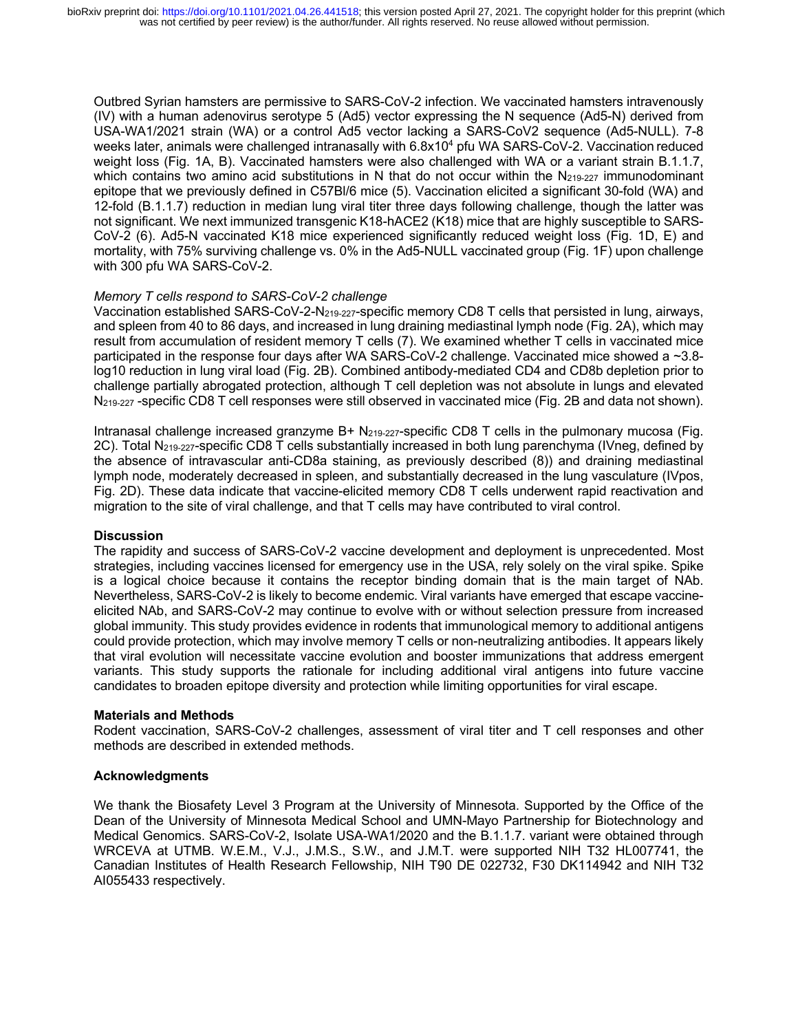Outbred Syrian hamsters are permissive to SARS-CoV-2 infection. We vaccinated hamsters intravenously (IV) with a human adenovirus serotype 5 (Ad5) vector expressing the N sequence (Ad5-N) derived from USA-WA1/2021 strain (WA) or a control Ad5 vector lacking a SARS-CoV2 sequence (Ad5-NULL). 7-8 weeks later, animals were challenged intranasally with $6.8 \times 10^4$ pfu WA SARS-CoV-2. Vaccination reduced weight loss (Fig. 1A, B). Vaccinated hamsters were also challenged with WA or a variant strain B.1.1.7, which contains two amino acid substitutions in N that do not occur within the $N_{219-227}$ immunodominant epitope that we previously defined in C57Bl/6 mice (5). Vaccination elicited a significant 30-fold (WA) and 12-fold (B.1.1.7) reduction in median lung viral titer three days following challenge, though the latter was not significant. We next immunized transgenic K18-hACE2 (K18) mice that are highly susceptible to SARS-CoV-2 (6). Ad5-N vaccinated K18 mice experienced significantly reduced weight loss (Fig. 1D, E) and mortality, with 75% surviving challenge vs. 0% in the Ad5-NULL vaccinated group (Fig. 1F) upon challenge with 300 pfu WA SARS-CoV-2.

*Memory T cells respond to SARS-CoV-2 challenge*

Vaccination established SARS-CoV-2-$N_{219-227}$-specific memory CD8 T cells that persisted in lung, airways, and spleen from 40 to 86 days, and increased in lung draining mediastinal lymph node (Fig. 2A), which may result from accumulation of resident memory T cells (7). We examined whether T cells in vaccinated mice participated in the response four days after WA SARS-CoV-2 challenge. Vaccinated mice showed a ~3.8-log10 reduction in lung viral load (Fig. 2B). Combined antibody-mediated CD4 and CD8b depletion prior to challenge partially abrogated protection, although T cell depletion was not absolute in lungs and elevated $N_{219-227}$ -specific CD8 T cell responses were still observed in vaccinated mice (Fig. 2B and data not shown).

Intranasal challenge increased granzyme B+ $N_{219-227}$-specific CD8 T cells in the pulmonary mucosa (Fig. 2C). Total $N_{219-227}$-specific CD8 T cells substantially increased in both lung parenchyma (IVneg, defined by the absence of intravascular anti-CD8a staining, as previously described (8)) and draining mediastinal lymph node, moderately decreased in spleen, and substantially decreased in the lung vasculature (IVpos, Fig. 2D). These data indicate that vaccine-elicited memory CD8 T cells underwent rapid reactivation and migration to the site of viral challenge, and that T cells may have contributed to viral control.

**Discussion**

The rapidity and success of SARS-CoV-2 vaccine development and deployment is unprecedented. Most strategies, including vaccines licensed for emergency use in the USA, rely solely on the viral spike. Spike is a logical choice because it contains the receptor binding domain that is the main target of NAb. Nevertheless, SARS-CoV-2 is likely to become endemic. Viral variants have emerged that escape vaccine-elicited NAb, and SARS-CoV-2 may continue to evolve with or without selection pressure from increased global immunity. This study provides evidence in rodents that immunological memory to additional antigens could provide protection, which may involve memory T cells or non-neutralizing antibodies. It appears likely that viral evolution will necessitate vaccine evolution and booster immunizations that address emergent variants. This study supports the rationale for including additional viral antigens into future vaccine candidates to broaden epitope diversity and protection while limiting opportunities for viral escape.

**Materials and Methods**

Rodent vaccination, SARS-CoV-2 challenges, assessment of viral titer and T cell responses and other methods are described in extended methods.

**Acknowledgments**

We thank the Biosafety Level 3 Program at the University of Minnesota. Supported by the Office of the Dean of the University of Minnesota Medical School and UMN-Mayo Partnership for Biotechnology and Medical Genomics. SARS-CoV-2, Isolate USA-WA1/2020 and the B.1.1.7. variant were obtained through WRCEVA at UTMB. W.E.M., V.J., J.M.S., S.W., and J.M.T. were supported NIH T32 HL007741, the Canadian Institutes of Health Research Fellowship, NIH T90 DE 022732, F30 DK114942 and NIH T32 AI055433 respectively.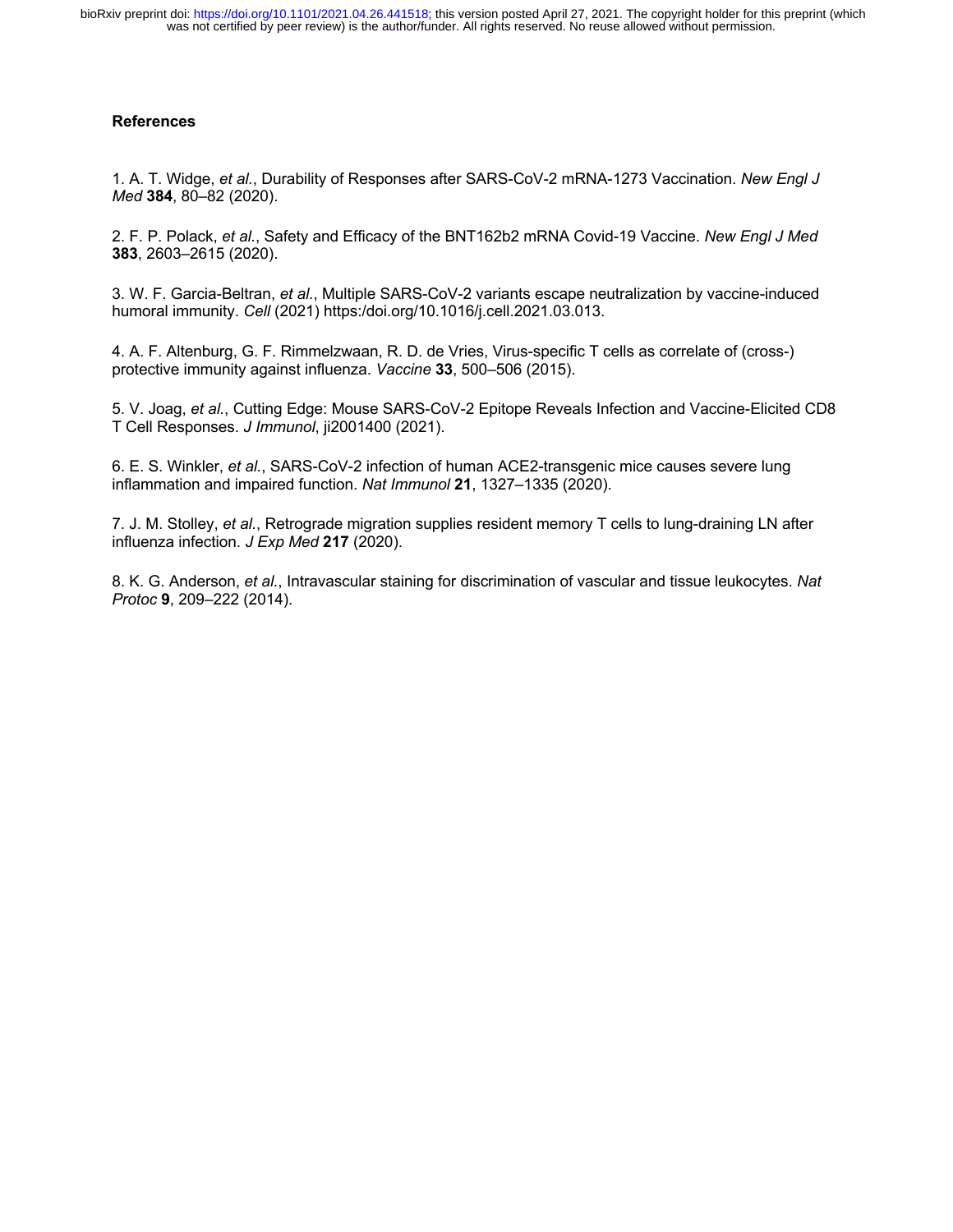## References

1. A. T. Widge, *et al.*, Durability of Responses after SARS-CoV-2 mRNA-1273 Vaccination. *New Engl J Med* **384**, 80–82 (2020).

2. F. P. Polack, *et al.*, Safety and Efficacy of the BNT162b2 mRNA Covid-19 Vaccine. *New Engl J Med* **383**, 2603–2615 (2020).

3. W. F. Garcia-Beltran, *et al.*, Multiple SARS-CoV-2 variants escape neutralization by vaccine-induced humoral immunity. *Cell* (2021) https:/doi.org/10.1016/j.cell.2021.03.013.

4. A. F. Altenburg, G. F. Rimmelzwaan, R. D. de Vries, Virus-specific T cells as correlate of (cross-) protective immunity against influenza. *Vaccine* **33**, 500–506 (2015).

5. V. Joag, *et al.*, Cutting Edge: Mouse SARS-CoV-2 Epitope Reveals Infection and Vaccine-Elicited CD8 T Cell Responses. *J Immunol*, ji2001400 (2021).

6. E. S. Winkler, *et al.*, SARS-CoV-2 infection of human ACE2-transgenic mice causes severe lung inflammation and impaired function. *Nat Immunol* **21**, 1327–1335 (2020).

7. J. M. Stolley, *et al.*, Retrograde migration supplies resident memory T cells to lung-draining LN after influenza infection. *J Exp Med* **217** (2020).

8. K. G. Anderson, *et al.*, Intravascular staining for discrimination of vascular and tissue leukocytes. *Nat Protoc* **9**, 209–222 (2014).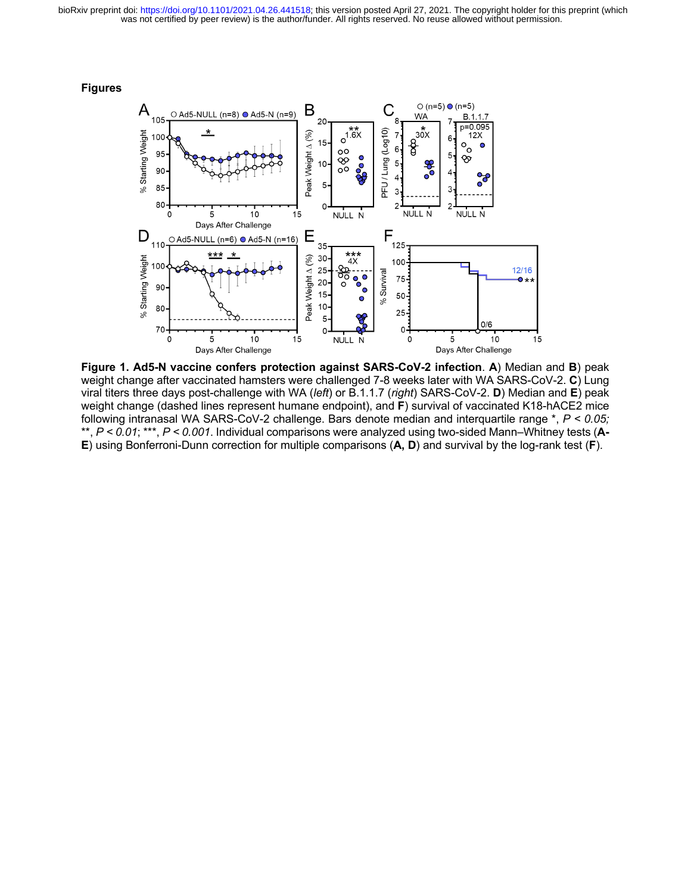## Figures

**Figure 1. Ad5-N vaccine confers protection against SARS-CoV-2 infection**. **A**) Median and **B**) peak weight change after vaccinated hamsters were challenged 7-8 weeks later with WA SARS-CoV-2. **C**) Lung viral titers three days post-challenge with WA (*left*) or B.1.1.7 (*right*) SARS-CoV-2. **D**) Median and **E**) peak weight change (dashed lines represent humane endpoint), and **F**) survival of vaccinated K18-hACE2 mice following intranasal WA SARS-CoV-2 challenge. Bars denote median and interquartile range *, $P < 0.05$; **, $P < 0.01$; ***, $P < 0.001$. Individual comparisons were analyzed using two-sided Mann–Whitney tests (**A-E**) using Bonferroni-Dunn correction for multiple comparisons (**A, D**) and survival by the log-rank test (**F**).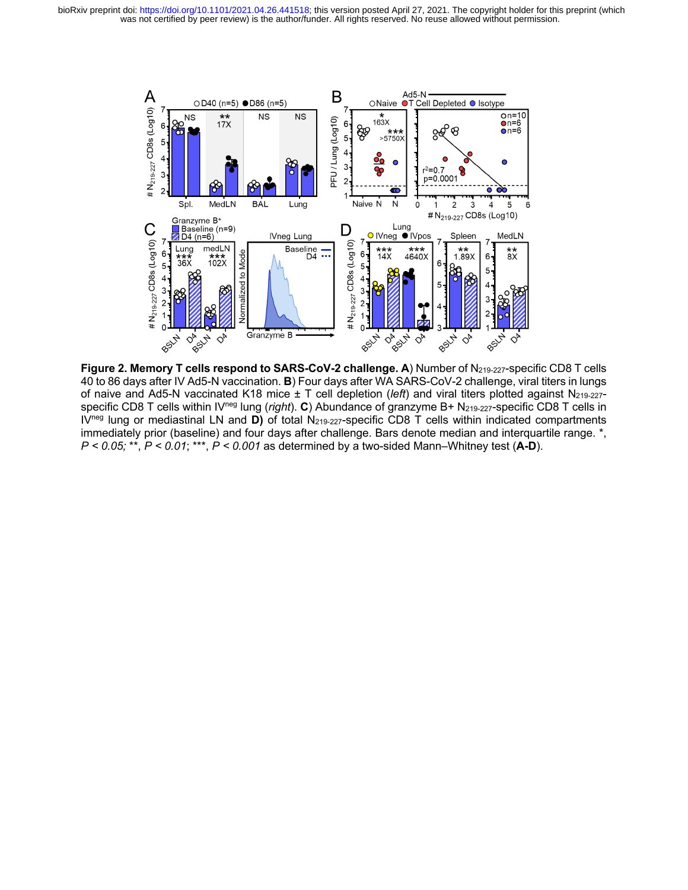A

D40 (n=5) D86 (n=5)

# $N_{219-227}$ CD8s (Log10)

NS

**
17X

NS

NS

Spl. MedLN BAL Lung

B

Ad5-N

Naive T Cell Depleted Isotype

PFU / Lung (Log10)

*
163X

***
>5750X

Naive N N

n=10
n=6
n=6

$r^2$=0.7
p=0.0001

# $N_{219-227}$ CD8s (Log10)

C

Granzyme B+
Baseline (n=9)
D4 (n=6)

# $N_{219-227}$ CD8s (Log10)

Lung
***
36X

medLN
***
102X

BSLN D4 BSLN D4

IVneg Lung

Baseline
D4

Normalized to Mode

Granzyme B

D

Lung
IVneg IVpos

# $N_{219-227}$ CD8s (Log10)

***
14X

***
4640X

BSLN D4 BSLN D4

Spleen

**
1.89X

BSLN D4

MedLN

**
8X

BSLN D4

**Figure 2. Memory T cells respond to SARS-CoV-2 challenge. A**) Number of $N_{219-227}$-specific CD8 T cells 40 to 86 days after IV Ad5-N vaccination. **B**) Four days after WA SARS-CoV-2 challenge, viral titers in lungs of naive and Ad5-N vaccinated K18 mice ± T cell depletion (*left*) and viral titers plotted against $N_{219-227}$-specific CD8 T cells within $IV^{neg}$ lung (*right*). **C**) Abundance of granzyme B+ $N_{219-227}$-specific CD8 T cells in $IV^{neg}$ lung or mediastinal LN and **D)** of total $N_{219-227}$-specific CD8 T cells within indicated compartments immediately prior (baseline) and four days after challenge. Bars denote median and interquartile range. *, *P < 0.05;* **, *P < 0.01*; ***, *P < 0.001* as determined by a two-sided Mann–Whitney test (**A-D**).